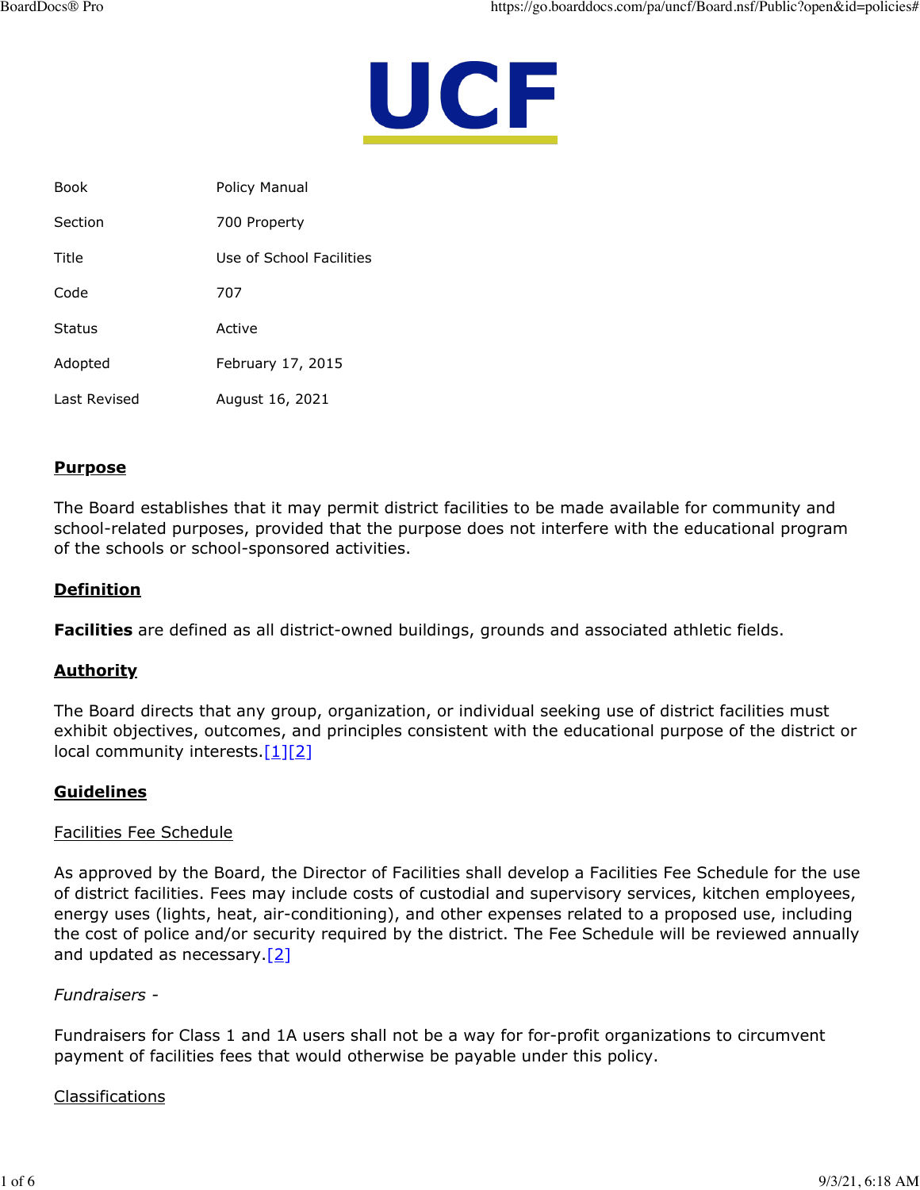# UCF

| | |
|---|---|
| Book | Policy Manual |
| Section | 700 Property |
| Title | Use of School Facilities |
| Code | 707 |
| Status | Active |
| Adopted | February 17, 2015 |
| Last Revised | August 16, 2021 |

## **Purpose**

The Board establishes that it may permit district facilities to be made available for community and school-related purposes, provided that the purpose does not interfere with the educational program of the schools or school-sponsored activities.

## **Definition**

**Facilities** are defined as all district-owned buildings, grounds and associated athletic fields.

## **Authority**

The Board directs that any group, organization, or individual seeking use of district facilities must exhibit objectives, outcomes, and principles consistent with the educational purpose of the district or local community interests.[1][2]

## **Guidelines**

### Facilities Fee Schedule

As approved by the Board, the Director of Facilities shall develop a Facilities Fee Schedule for the use of district facilities. Fees may include costs of custodial and supervisory services, kitchen employees, energy uses (lights, heat, air-conditioning), and other expenses related to a proposed use, including the cost of police and/or security required by the district. The Fee Schedule will be reviewed annually and updated as necessary.[2]

*Fundraisers -*

Fundraisers for Class 1 and 1A users shall not be a way for for-profit organizations to circumvent payment of facilities fees that would otherwise be payable under this policy.

### Classifications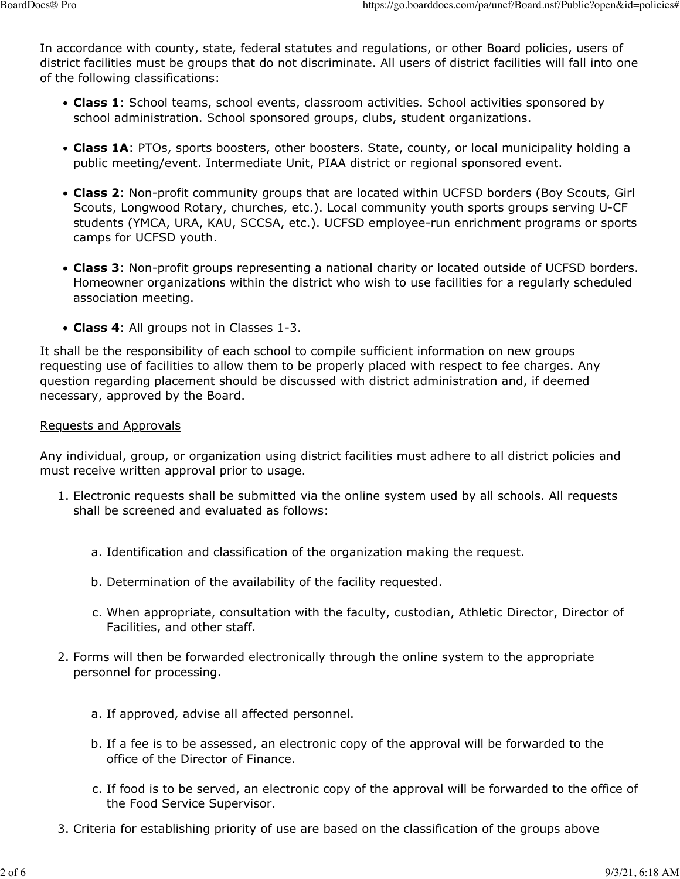In accordance with county, state, federal statutes and regulations, or other Board policies, users of district facilities must be groups that do not discriminate. All users of district facilities will fall into one of the following classifications:

- **Class 1**: School teams, school events, classroom activities. School activities sponsored by school administration. School sponsored groups, clubs, student organizations.
- **Class 1A**: PTOs, sports boosters, other boosters. State, county, or local municipality holding a public meeting/event. Intermediate Unit, PIAA district or regional sponsored event.
- **Class 2**: Non-profit community groups that are located within UCFSD borders (Boy Scouts, Girl Scouts, Longwood Rotary, churches, etc.). Local community youth sports groups serving U-CF students (YMCA, URA, KAU, SCCSA, etc.). UCFSD employee-run enrichment programs or sports camps for UCFSD youth.
- **Class 3**: Non-profit groups representing a national charity or located outside of UCFSD borders. Homeowner organizations within the district who wish to use facilities for a regularly scheduled association meeting.
- **Class 4**: All groups not in Classes 1-3.

It shall be the responsibility of each school to compile sufficient information on new groups requesting use of facilities to allow them to be properly placed with respect to fee charges. Any question regarding placement should be discussed with district administration and, if deemed necessary, approved by the Board.

<u>Requests and Approvals</u>

Any individual, group, or organization using district facilities must adhere to all district policies and must receive written approval prior to usage.

1. Electronic requests shall be submitted via the online system used by all schools. All requests shall be screened and evaluated as follows:

   a. Identification and classification of the organization making the request.

   b. Determination of the availability of the facility requested.

   c. When appropriate, consultation with the faculty, custodian, Athletic Director, Director of Facilities, and other staff.

2. Forms will then be forwarded electronically through the online system to the appropriate personnel for processing.

   a. If approved, advise all affected personnel.

   b. If a fee is to be assessed, an electronic copy of the approval will be forwarded to the office of the Director of Finance.

   c. If food is to be served, an electronic copy of the approval will be forwarded to the office of the Food Service Supervisor.

3. Criteria for establishing priority of use are based on the classification of the groups above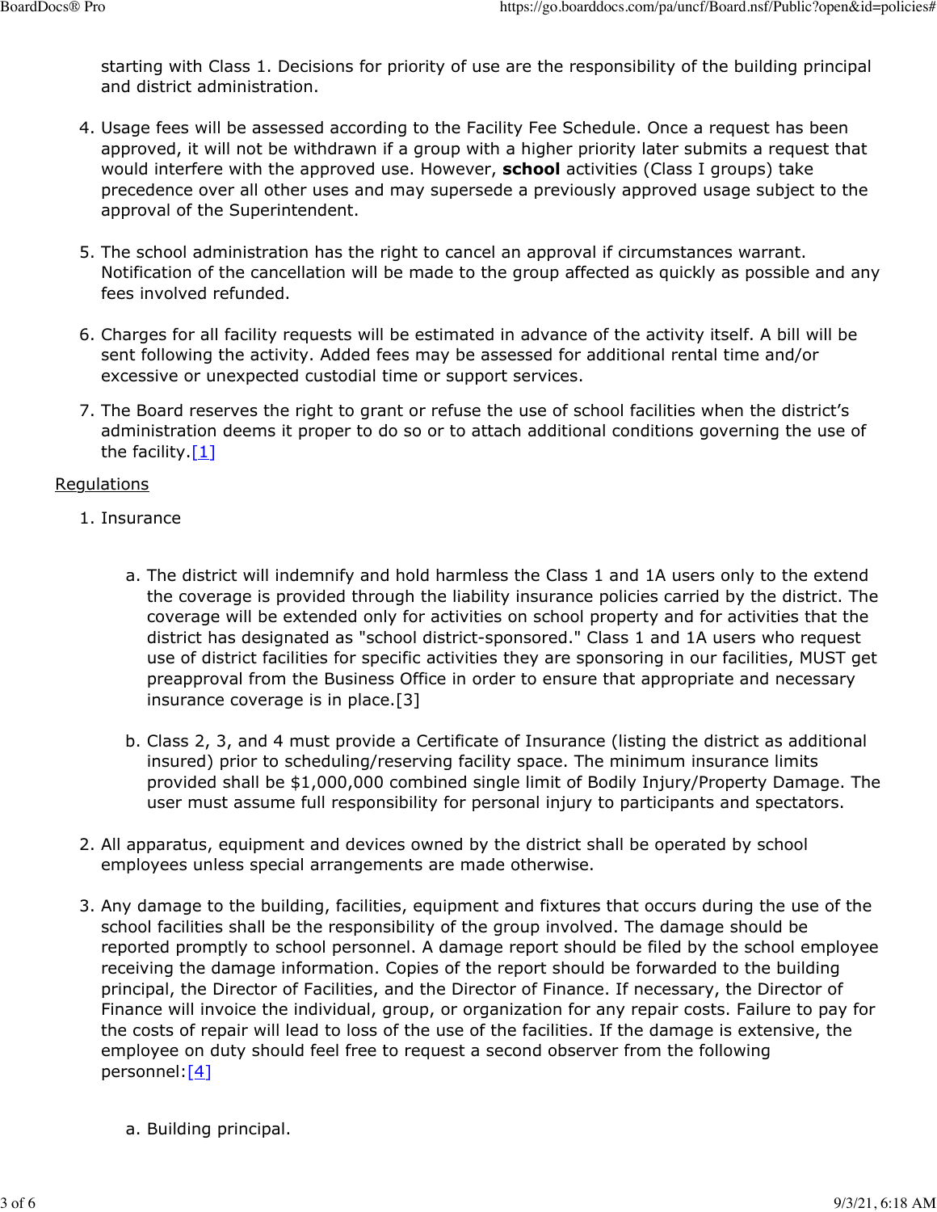starting with Class 1. Decisions for priority of use are the responsibility of the building principal and district administration.

4. Usage fees will be assessed according to the Facility Fee Schedule. Once a request has been approved, it will not be withdrawn if a group with a higher priority later submits a request that would interfere with the approved use. However, **school** activities (Class I groups) take precedence over all other uses and may supersede a previously approved usage subject to the approval of the Superintendent.

5. The school administration has the right to cancel an approval if circumstances warrant. Notification of the cancellation will be made to the group affected as quickly as possible and any fees involved refunded.

6. Charges for all facility requests will be estimated in advance of the activity itself. A bill will be sent following the activity. Added fees may be assessed for additional rental time and/or excessive or unexpected custodial time or support services.

7. The Board reserves the right to grant or refuse the use of school facilities when the district's administration deems it proper to do so or to attach additional conditions governing the use of the facility.[1]

Regulations

1. Insurance

    a. The district will indemnify and hold harmless the Class 1 and 1A users only to the extend the coverage is provided through the liability insurance policies carried by the district. The coverage will be extended only for activities on school property and for activities that the district has designated as "school district-sponsored." Class 1 and 1A users who request use of district facilities for specific activities they are sponsoring in our facilities, MUST get preapproval from the Business Office in order to ensure that appropriate and necessary insurance coverage is in place.[3]

    b. Class 2, 3, and 4 must provide a Certificate of Insurance (listing the district as additional insured) prior to scheduling/reserving facility space. The minimum insurance limits provided shall be $1,000,000 combined single limit of Bodily Injury/Property Damage. The user must assume full responsibility for personal injury to participants and spectators.

2. All apparatus, equipment and devices owned by the district shall be operated by school employees unless special arrangements are made otherwise.

3. Any damage to the building, facilities, equipment and fixtures that occurs during the use of the school facilities shall be the responsibility of the group involved. The damage should be reported promptly to school personnel. A damage report should be filed by the school employee receiving the damage information. Copies of the report should be forwarded to the building principal, the Director of Facilities, and the Director of Finance. If necessary, the Director of Finance will invoice the individual, group, or organization for any repair costs. Failure to pay for the costs of repair will lead to loss of the use of the facilities. If the damage is extensive, the employee on duty should feel free to request a second observer from the following personnel:[4]

    a. Building principal.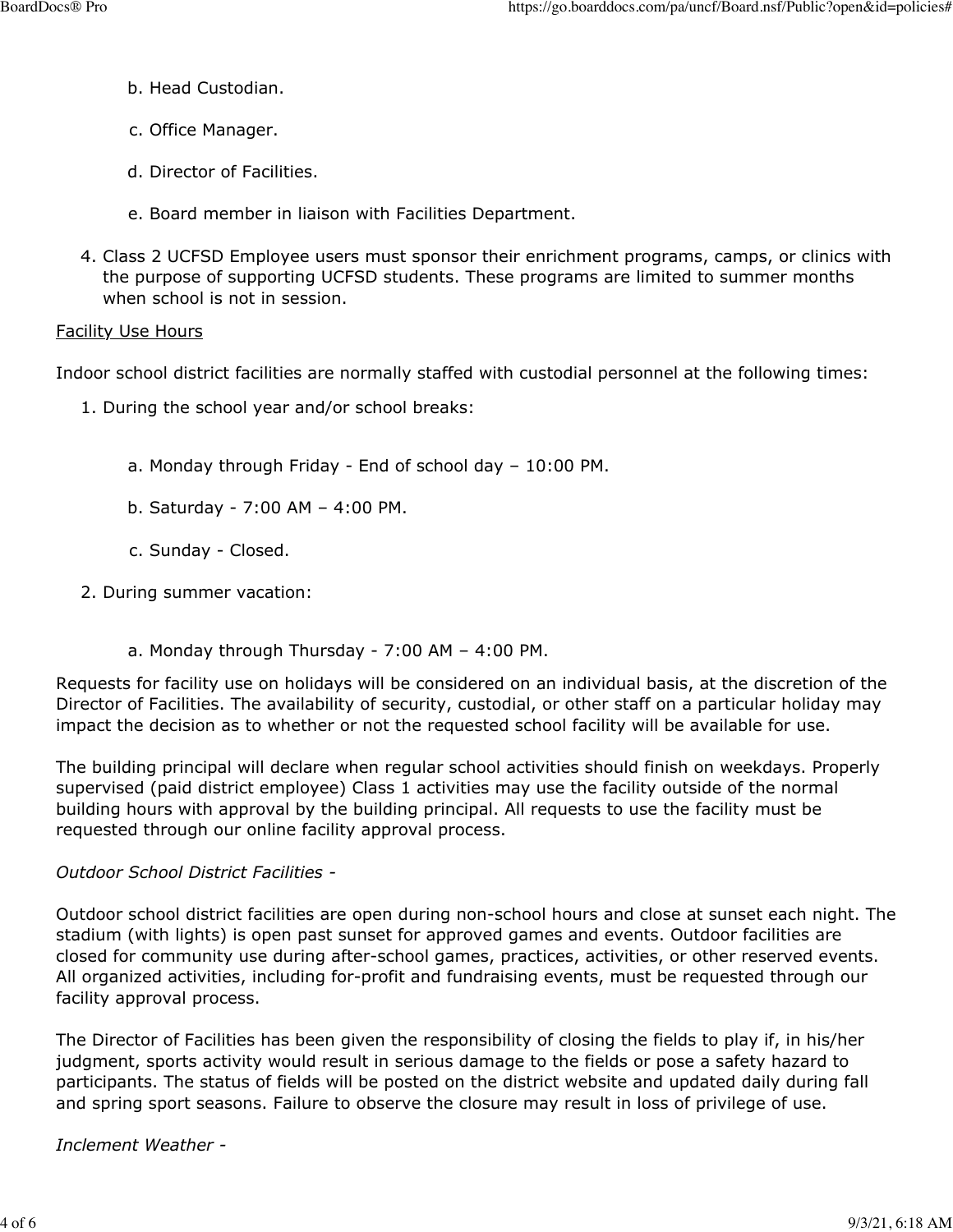b. Head Custodian.

  c. Office Manager.

  d. Director of Facilities.

  e. Board member in liaison with Facilities Department.

4. Class 2 UCFSD Employee users must sponsor their enrichment programs, camps, or clinics with the purpose of supporting UCFSD students. These programs are limited to summer months when school is not in session.

<u>Facility Use Hours</u>

Indoor school district facilities are normally staffed with custodial personnel at the following times:

1. During the school year and/or school breaks:

   a. Monday through Friday - End of school day – 10:00 PM.

   b. Saturday - 7:00 AM – 4:00 PM.

   c. Sunday - Closed.

2. During summer vacation:

   a. Monday through Thursday - 7:00 AM – 4:00 PM.

Requests for facility use on holidays will be considered on an individual basis, at the discretion of the Director of Facilities. The availability of security, custodial, or other staff on a particular holiday may impact the decision as to whether or not the requested school facility will be available for use.

The building principal will declare when regular school activities should finish on weekdays. Properly supervised (paid district employee) Class 1 activities may use the facility outside of the normal building hours with approval by the building principal. All requests to use the facility must be requested through our online facility approval process.

*Outdoor School District Facilities -*

Outdoor school district facilities are open during non-school hours and close at sunset each night. The stadium (with lights) is open past sunset for approved games and events. Outdoor facilities are closed for community use during after-school games, practices, activities, or other reserved events. All organized activities, including for-profit and fundraising events, must be requested through our facility approval process.

The Director of Facilities has been given the responsibility of closing the fields to play if, in his/her judgment, sports activity would result in serious damage to the fields or pose a safety hazard to participants. The status of fields will be posted on the district website and updated daily during fall and spring sport seasons. Failure to observe the closure may result in loss of privilege of use.

*Inclement Weather -*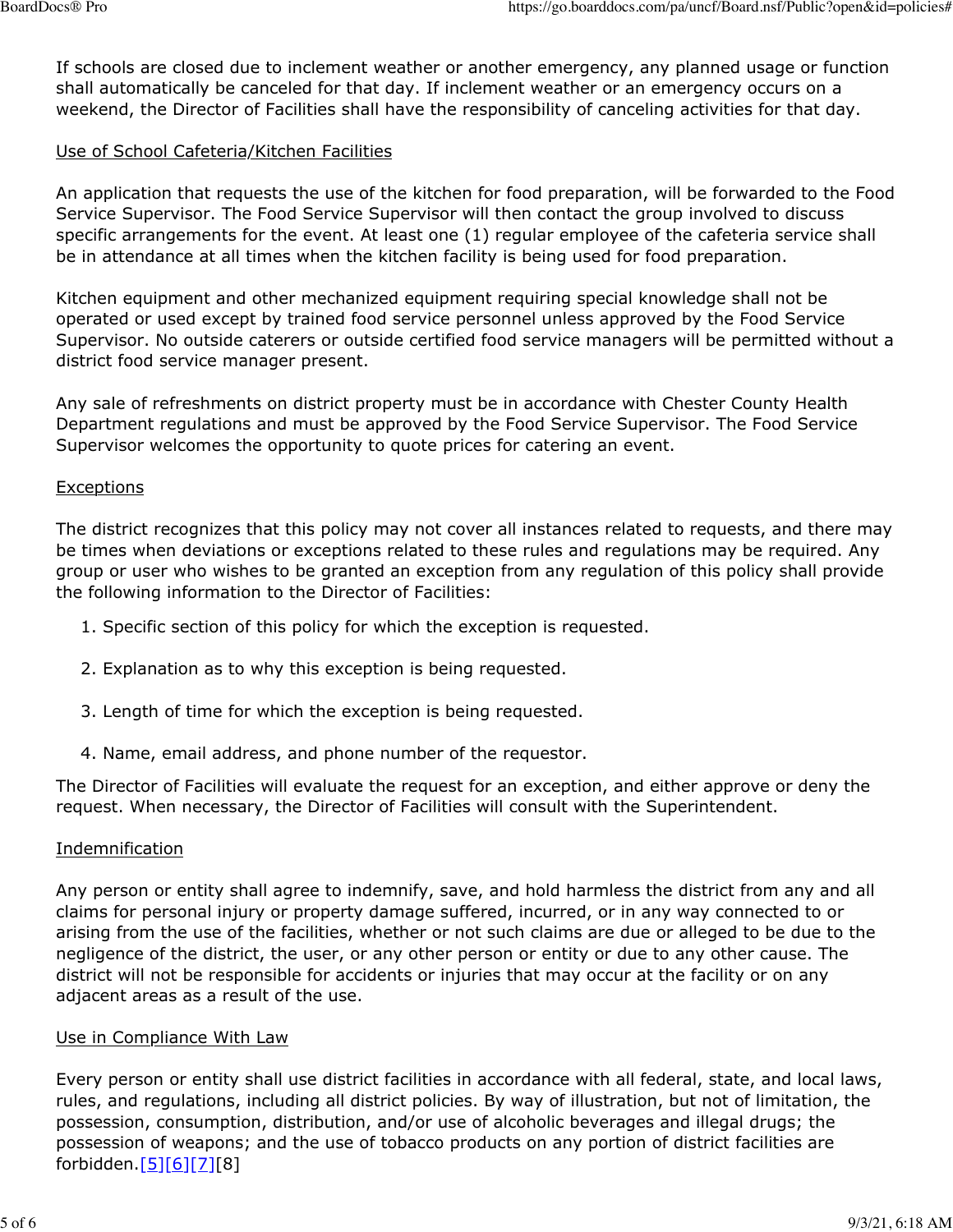If schools are closed due to inclement weather or another emergency, any planned usage or function shall automatically be canceled for that day. If inclement weather or an emergency occurs on a weekend, the Director of Facilities shall have the responsibility of canceling activities for that day.

Use of School Cafeteria/Kitchen Facilities

An application that requests the use of the kitchen for food preparation, will be forwarded to the Food Service Supervisor. The Food Service Supervisor will then contact the group involved to discuss specific arrangements for the event. At least one (1) regular employee of the cafeteria service shall be in attendance at all times when the kitchen facility is being used for food preparation.

Kitchen equipment and other mechanized equipment requiring special knowledge shall not be operated or used except by trained food service personnel unless approved by the Food Service Supervisor. No outside caterers or outside certified food service managers will be permitted without a district food service manager present.

Any sale of refreshments on district property must be in accordance with Chester County Health Department regulations and must be approved by the Food Service Supervisor. The Food Service Supervisor welcomes the opportunity to quote prices for catering an event.

Exceptions

The district recognizes that this policy may not cover all instances related to requests, and there may be times when deviations or exceptions related to these rules and regulations may be required. Any group or user who wishes to be granted an exception from any regulation of this policy shall provide the following information to the Director of Facilities:

1. Specific section of this policy for which the exception is requested.
2. Explanation as to why this exception is being requested.
3. Length of time for which the exception is being requested.
4. Name, email address, and phone number of the requestor.

The Director of Facilities will evaluate the request for an exception, and either approve or deny the request. When necessary, the Director of Facilities will consult with the Superintendent.

Indemnification

Any person or entity shall agree to indemnify, save, and hold harmless the district from any and all claims for personal injury or property damage suffered, incurred, or in any way connected to or arising from the use of the facilities, whether or not such claims are due or alleged to be due to the negligence of the district, the user, or any other person or entity or due to any other cause. The district will not be responsible for accidents or injuries that may occur at the facility or on any adjacent areas as a result of the use.

Use in Compliance With Law

Every person or entity shall use district facilities in accordance with all federal, state, and local laws, rules, and regulations, including all district policies. By way of illustration, but not of limitation, the possession, consumption, distribution, and/or use of alcoholic beverages and illegal drugs; the possession of weapons; and the use of tobacco products on any portion of district facilities are forbidden.[5][6][7][8]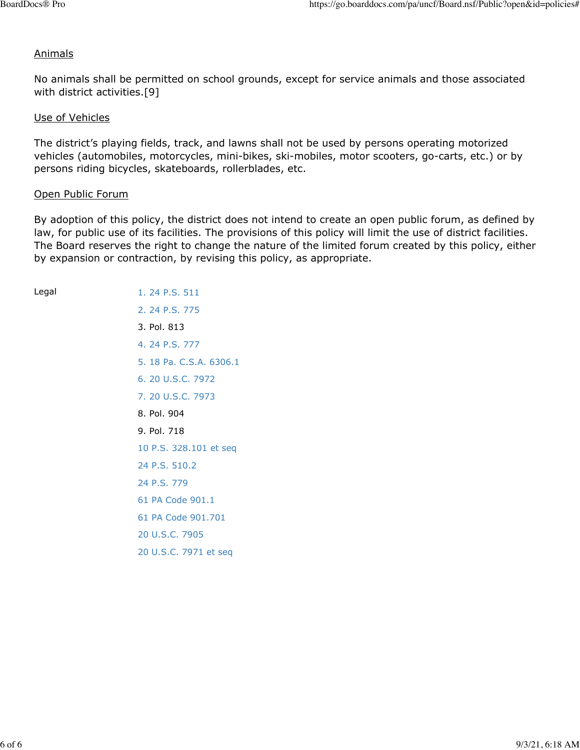## Animals

No animals shall be permitted on school grounds, except for service animals and those associated with district activities.[9]

## Use of Vehicles

The district's playing fields, track, and lawns shall not be used by persons operating motorized vehicles (automobiles, motorcycles, mini-bikes, ski-mobiles, motor scooters, go-carts, etc.) or by persons riding bicycles, skateboards, rollerblades, etc.

## Open Public Forum

By adoption of this policy, the district does not intend to create an open public forum, as defined by law, for public use of its facilities. The provisions of this policy will limit the use of district facilities. The Board reserves the right to change the nature of the limited forum created by this policy, either by expansion or contraction, by revising this policy, as appropriate.

Legal

1. 24 P.S. 511
2. 24 P.S. 775
3. Pol. 813
4. 24 P.S. 777
5. 18 Pa. C.S.A. 6306.1
6. 20 U.S.C. 7972
7. 20 U.S.C. 7973
8. Pol. 904
9. Pol. 718

10 P.S. 328.101 et seq

24 P.S. 510.2

24 P.S. 779

61 PA Code 901.1

61 PA Code 901.701

20 U.S.C. 7905

20 U.S.C. 7971 et seq